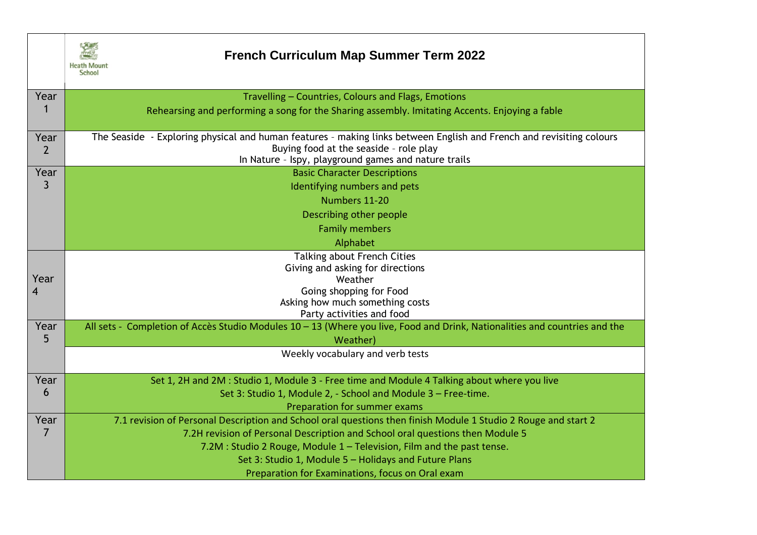| | Heath Mount School<br>**French Curriculum Map Summer Term 2022** |
|---|---|
| Year 1 | Travelling – Countries, Colours and Flags, Emotions<br>Rehearsing and performing a song for the Sharing assembly. Imitating Accents. Enjoying a fable |
| Year 2 | The Seaside - Exploring physical and human features - making links between English and French and revisiting colours<br>Buying food at the seaside - role play<br>In Nature - Ispy, playground games and nature trails |
| Year 3 | Basic Character Descriptions<br>Identifying numbers and pets<br>Numbers 11-20<br>Describing other people<br>Family members<br>Alphabet |
| Year 4 | Talking about French Cities<br>Giving and asking for directions<br>Weather<br>Going shopping for Food<br>Asking how much something costs<br>Party activities and food |
| Year 5 | All sets - Completion of Accès Studio Modules 10 – 13 (Where you live, Food and Drink, Nationalities and countries and the Weather) |
| | Weekly vocabulary and verb tests |
| Year 6 | Set 1, 2H and 2M : Studio 1, Module 3 - Free time and Module 4 Talking about where you live<br>Set 3: Studio 1, Module 2, - School and Module 3 – Free-time.<br>Preparation for summer exams |
| Year 7 | 7.1 revision of Personal Description and School oral questions then finish Module 1 Studio 2 Rouge and start 2<br>7.2H revision of Personal Description and School oral questions then Module 5<br>7.2M : Studio 2 Rouge, Module 1 – Television, Film and the past tense.<br>Set 3: Studio 1, Module 5 – Holidays and Future Plans<br>Preparation for Examinations, focus on Oral exam |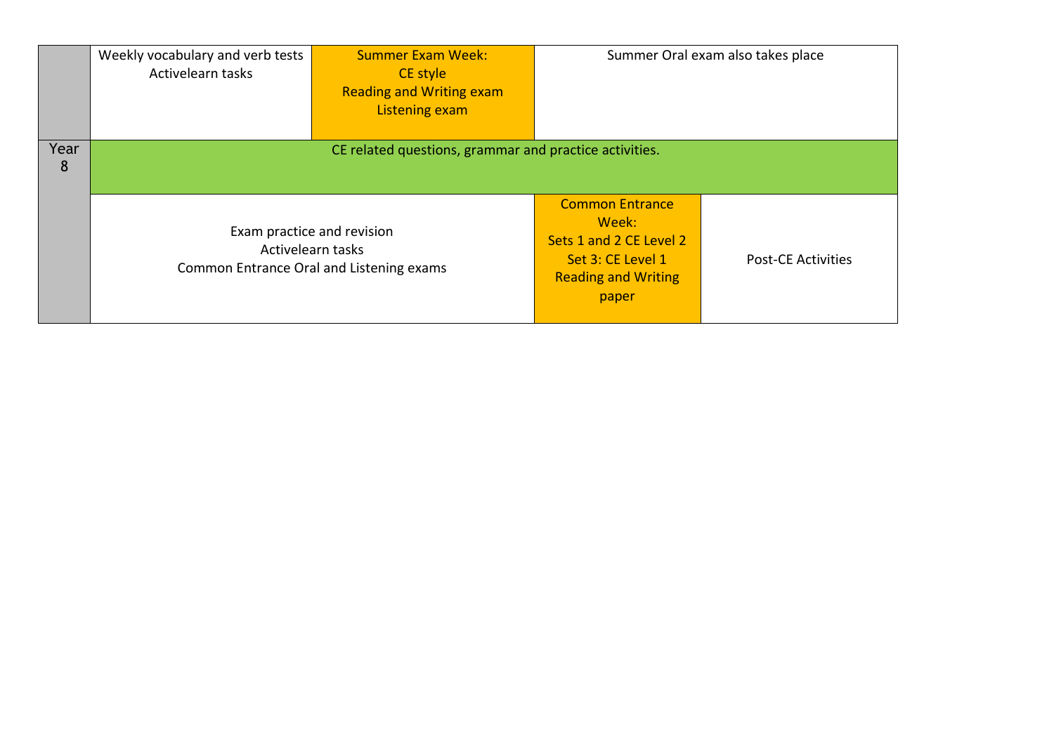| | | | | |
|---|---|---|---|---|
| | Weekly vocabulary and verb tests<br>Activelearn tasks | Summer Exam Week:<br>CE style<br>Reading and Writing exam<br>Listening exam | Summer Oral exam also takes place | |
| Year 8 | CE related questions, grammar and practice activities. | | | |
| | Exam practice and revision<br>Activelearn tasks<br>Common Entrance Oral and Listening exams | | Common Entrance Week:<br>Sets 1 and 2 CE Level 2<br>Set 3: CE Level 1<br>Reading and Writing paper | Post-CE Activities |